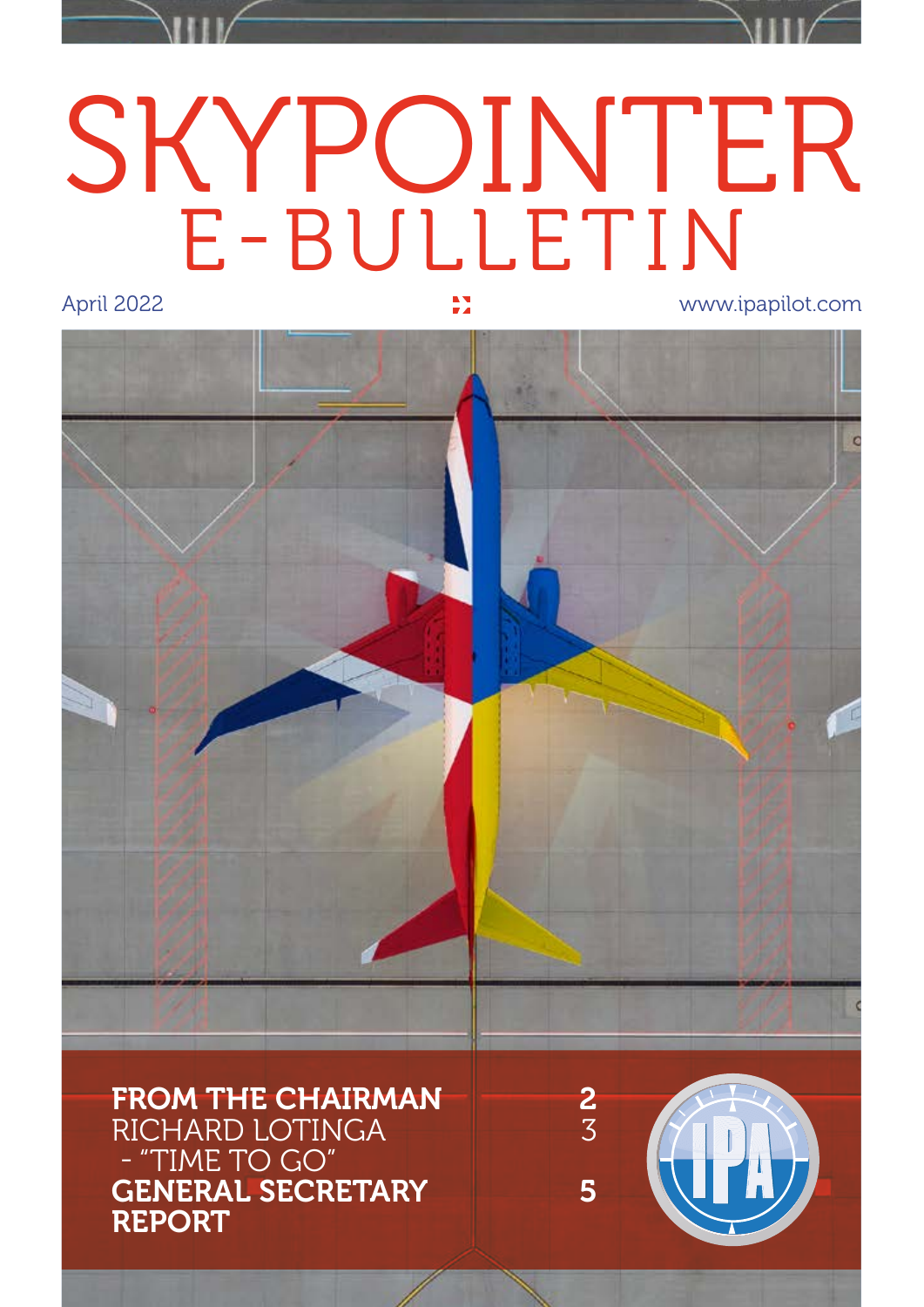# SKYPOINTER
## E-BULLETIN

April 2022

www.ipapilot.com

| | |
|---|---|
| **FROM THE CHAIRMAN** | **2** |
| RICHARD LOTINGA - "TIME TO GO" | 3 |
| **GENERAL SECRETARY REPORT** | **5** |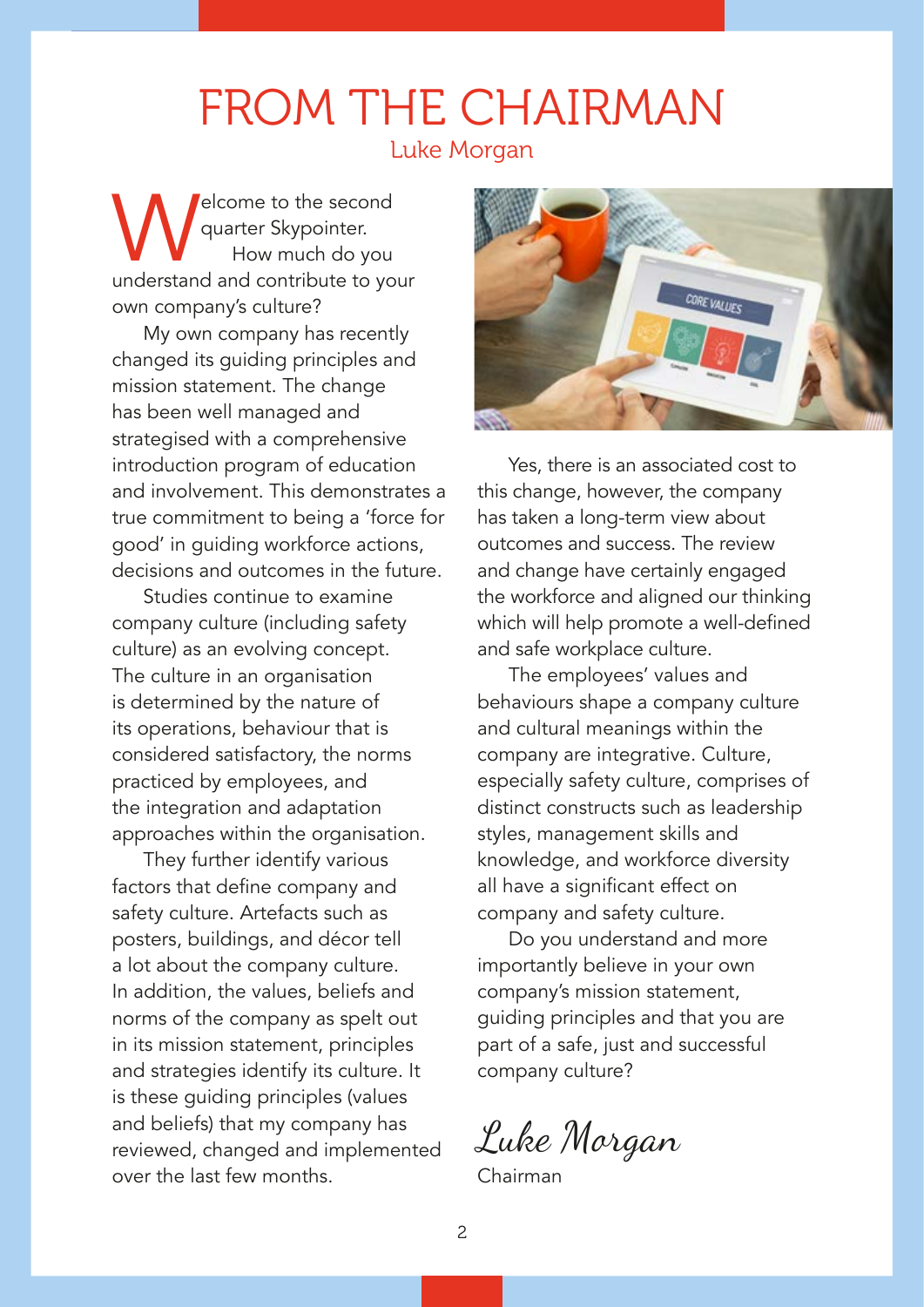# FROM THE CHAIRMAN

Luke Morgan

Welcome to the second quarter Skypointer. How much do you understand and contribute to your own company's culture?

My own company has recently changed its guiding principles and mission statement. The change has been well managed and strategised with a comprehensive introduction program of education and involvement. This demonstrates a true commitment to being a 'force for good' in guiding workforce actions, decisions and outcomes in the future.

Studies continue to examine company culture (including safety culture) as an evolving concept. The culture in an organisation is determined by the nature of its operations, behaviour that is considered satisfactory, the norms practiced by employees, and the integration and adaptation approaches within the organisation.

They further identify various factors that define company and safety culture. Artefacts such as posters, buildings, and décor tell a lot about the company culture. In addition, the values, beliefs and norms of the company as spelt out in its mission statement, principles and strategies identify its culture. It is these guiding principles (values and beliefs) that my company has reviewed, changed and implemented over the last few months.

Yes, there is an associated cost to this change, however, the company has taken a long-term view about outcomes and success. The review and change have certainly engaged the workforce and aligned our thinking which will help promote a well-defined and safe workplace culture.

The employees' values and behaviours shape a company culture and cultural meanings within the company are integrative. Culture, especially safety culture, comprises of distinct constructs such as leadership styles, management skills and knowledge, and workforce diversity all have a significant effect on company and safety culture.

Do you understand and more importantly believe in your own company's mission statement, guiding principles and that you are part of a safe, just and successful company culture?

*Luke Morgan*

Chairman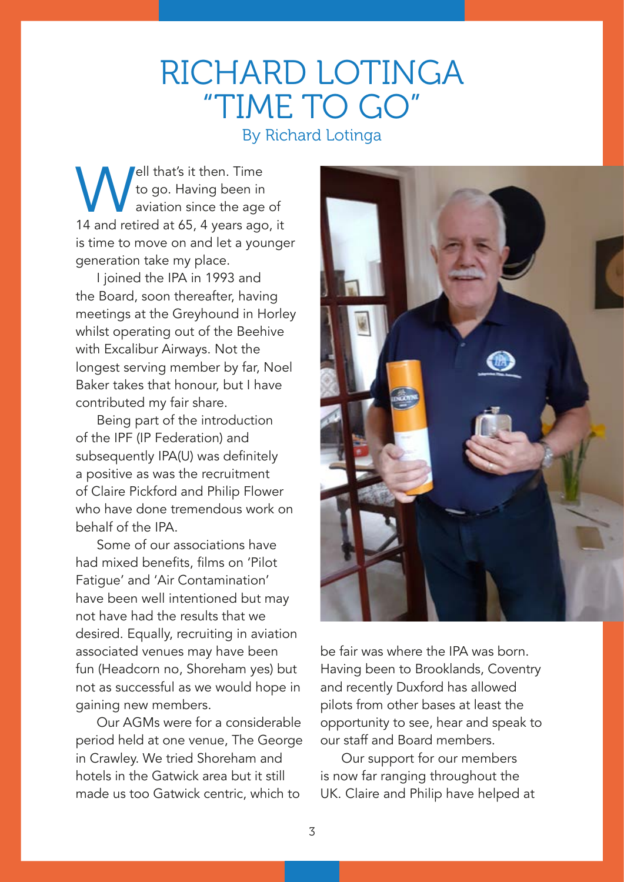# RICHARD LOTINGA "TIME TO GO"

By Richard Lotinga

Well that's it then. Time to go. Having been in aviation since the age of 14 and retired at 65, 4 years ago, it is time to move on and let a younger generation take my place.

I joined the IPA in 1993 and the Board, soon thereafter, having meetings at the Greyhound in Horley whilst operating out of the Beehive with Excalibur Airways. Not the longest serving member by far, Noel Baker takes that honour, but I have contributed my fair share.

Being part of the introduction of the IPF (IP Federation) and subsequently IPA(U) was definitely a positive as was the recruitment of Claire Pickford and Philip Flower who have done tremendous work on behalf of the IPA.

Some of our associations have had mixed benefits, films on 'Pilot Fatigue' and 'Air Contamination' have been well intentioned but may not have had the results that we desired. Equally, recruiting in aviation associated venues may have been fun (Headcorn no, Shoreham yes) but not as successful as we would hope in gaining new members.

Our AGMs were for a considerable period held at one venue, The George in Crawley. We tried Shoreham and hotels in the Gatwick area but it still made us too Gatwick centric, which to be fair was where the IPA was born. Having been to Brooklands, Coventry and recently Duxford has allowed pilots from other bases at least the opportunity to see, hear and speak to our staff and Board members.

Our support for our members is now far ranging throughout the UK. Claire and Philip have helped at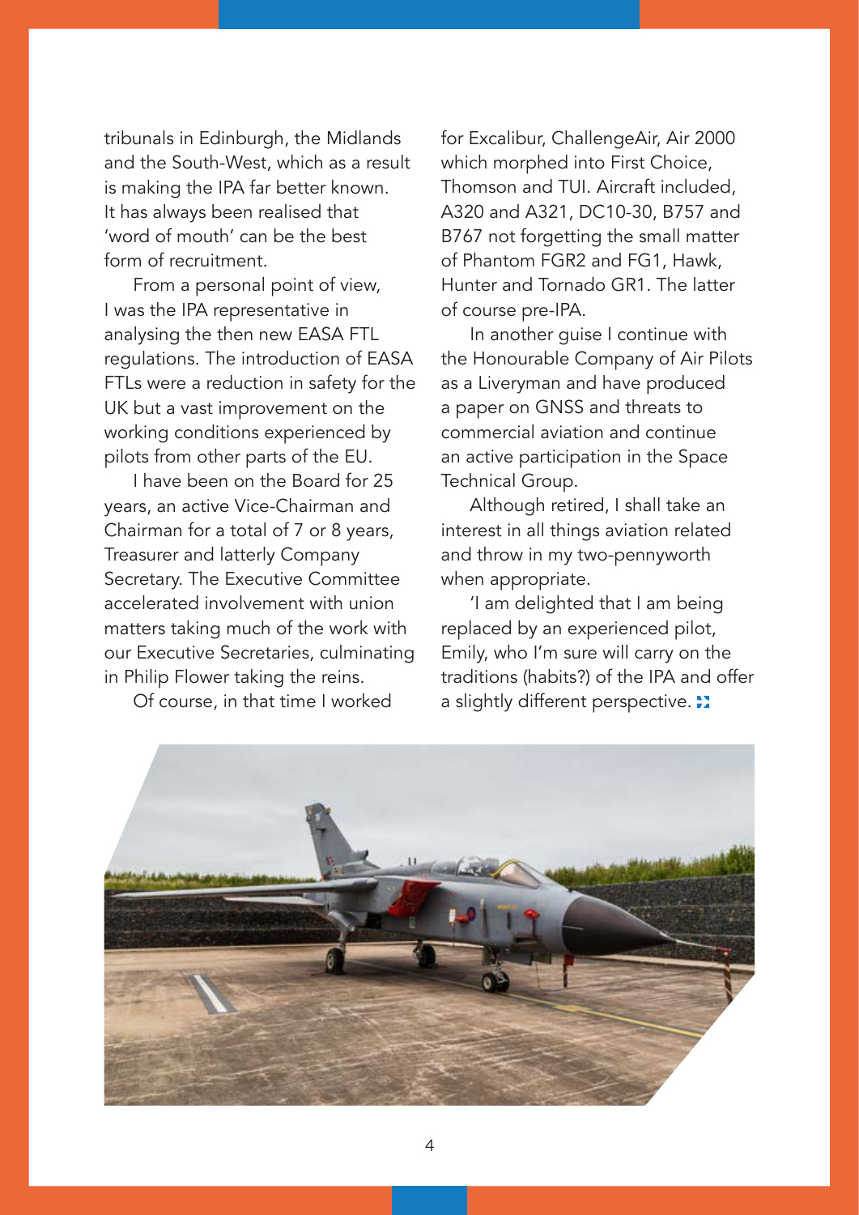tribunals in Edinburgh, the Midlands and the South-West, which as a result is making the IPA far better known. It has always been realised that 'word of mouth' can be the best form of recruitment.

From a personal point of view, I was the IPA representative in analysing the then new EASA FTL regulations. The introduction of EASA FTLs were a reduction in safety for the UK but a vast improvement on the working conditions experienced by pilots from other parts of the EU.

I have been on the Board for 25 years, an active Vice-Chairman and Chairman for a total of 7 or 8 years, Treasurer and latterly Company Secretary. The Executive Committee accelerated involvement with union matters taking much of the work with our Executive Secretaries, culminating in Philip Flower taking the reins.

Of course, in that time I worked for Excalibur, ChallengeAir, Air 2000 which morphed into First Choice, Thomson and TUI. Aircraft included, A320 and A321, DC10-30, B757 and B767 not forgetting the small matter of Phantom FGR2 and FG1, Hawk, Hunter and Tornado GR1. The latter of course pre-IPA.

In another guise I continue with the Honourable Company of Air Pilots as a Liveryman and have produced a paper on GNSS and threats to commercial aviation and continue an active participation in the Space Technical Group.

Although retired, I shall take an interest in all things aviation related and throw in my two-pennyworth when appropriate.

'I am delighted that I am being replaced by an experienced pilot, Emily, who I'm sure will carry on the traditions (habits?) of the IPA and offer a slightly different perspective.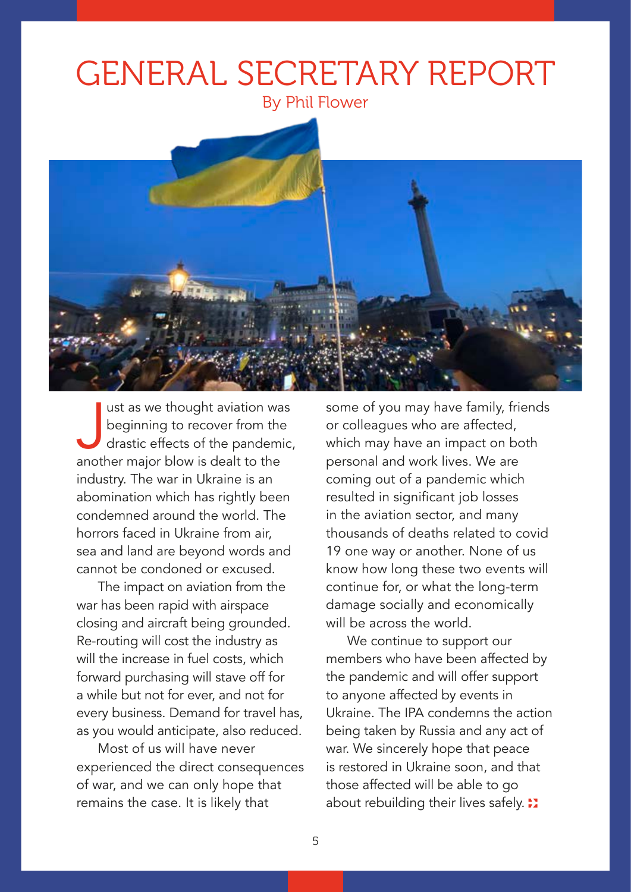# GENERAL SECRETARY REPORT

By Phil Flower

Just as we thought aviation was beginning to recover from the drastic effects of the pandemic, another major blow is dealt to the industry. The war in Ukraine is an abomination which has rightly been condemned around the world. The horrors faced in Ukraine from air, sea and land are beyond words and cannot be condoned or excused.

The impact on aviation from the war has been rapid with airspace closing and aircraft being grounded. Re-routing will cost the industry as will the increase in fuel costs, which forward purchasing will stave off for a while but not for ever, and not for every business. Demand for travel has, as you would anticipate, also reduced.

Most of us will have never experienced the direct consequences of war, and we can only hope that remains the case. It is likely that some of you may have family, friends or colleagues who are affected, which may have an impact on both personal and work lives. We are coming out of a pandemic which resulted in significant job losses in the aviation sector, and many thousands of deaths related to covid 19 one way or another. None of us know how long these two events will continue for, or what the long-term damage socially and economically will be across the world.

We continue to support our members who have been affected by the pandemic and will offer support to anyone affected by events in Ukraine. The IPA condemns the action being taken by Russia and any act of war. We sincerely hope that peace is restored in Ukraine soon, and that those affected will be able to go about rebuilding their lives safely.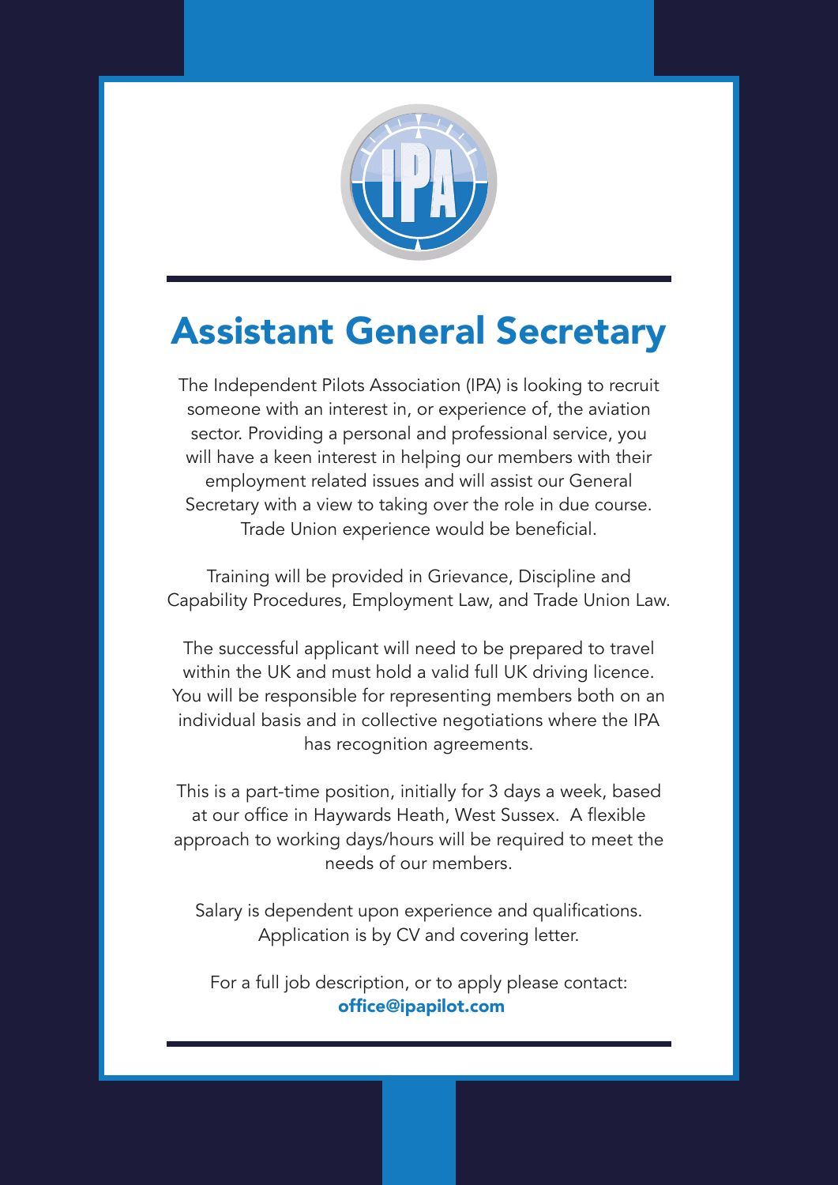# Assistant General Secretary

The Independent Pilots Association (IPA) is looking to recruit someone with an interest in, or experience of, the aviation sector. Providing a personal and professional service, you will have a keen interest in helping our members with their employment related issues and will assist our General Secretary with a view to taking over the role in due course. Trade Union experience would be beneficial.

Training will be provided in Grievance, Discipline and Capability Procedures, Employment Law, and Trade Union Law.

The successful applicant will need to be prepared to travel within the UK and must hold a valid full UK driving licence. You will be responsible for representing members both on an individual basis and in collective negotiations where the IPA has recognition agreements.

This is a part-time position, initially for 3 days a week, based at our office in Haywards Heath, West Sussex. A flexible approach to working days/hours will be required to meet the needs of our members.

Salary is dependent upon experience and qualifications. Application is by CV and covering letter.

For a full job description, or to apply please contact:
**office@ipapilot.com**